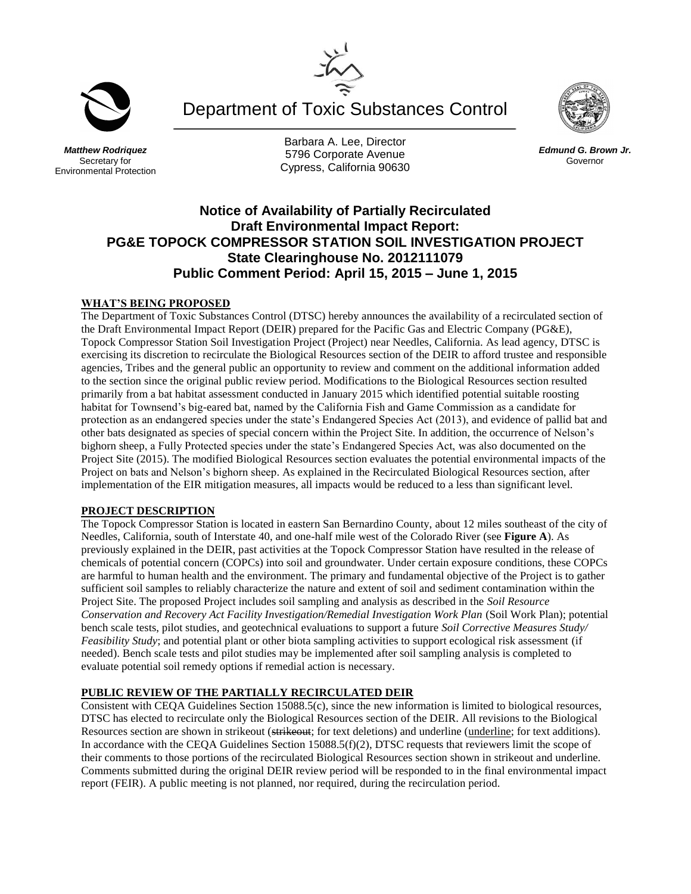Department of Toxic Substances Control

***Matthew Rodriquez***
Secretary for
Environmental Protection

Barbara A. Lee, Director
5796 Corporate Avenue
Cypress, California 90630

***Edmund G. Brown Jr.***
Governor

# Notice of Availability of Partially Recirculated Draft Environmental Impact Report: PG&E TOPOCK COMPRESSOR STATION SOIL INVESTIGATION PROJECT State Clearinghouse No. 2012111079 Public Comment Period: April 15, 2015 – June 1, 2015

## WHAT'S BEING PROPOSED

The Department of Toxic Substances Control (DTSC) hereby announces the availability of a recirculated section of the Draft Environmental Impact Report (DEIR) prepared for the Pacific Gas and Electric Company (PG&E), Topock Compressor Station Soil Investigation Project (Project) near Needles, California. As lead agency, DTSC is exercising its discretion to recirculate the Biological Resources section of the DEIR to afford trustee and responsible agencies, Tribes and the general public an opportunity to review and comment on the additional information added to the section since the original public review period. Modifications to the Biological Resources section resulted primarily from a bat habitat assessment conducted in January 2015 which identified potential suitable roosting habitat for Townsend's big-eared bat, named by the California Fish and Game Commission as a candidate for protection as an endangered species under the state's Endangered Species Act (2013), and evidence of pallid bat and other bats designated as species of special concern within the Project Site. In addition, the occurrence of Nelson's bighorn sheep, a Fully Protected species under the state's Endangered Species Act, was also documented on the Project Site (2015). The modified Biological Resources section evaluates the potential environmental impacts of the Project on bats and Nelson's bighorn sheep. As explained in the Recirculated Biological Resources section, after implementation of the EIR mitigation measures, all impacts would be reduced to a less than significant level.

## PROJECT DESCRIPTION

The Topock Compressor Station is located in eastern San Bernardino County, about 12 miles southeast of the city of Needles, California, south of Interstate 40, and one-half mile west of the Colorado River (see **Figure A**). As previously explained in the DEIR, past activities at the Topock Compressor Station have resulted in the release of chemicals of potential concern (COPCs) into soil and groundwater. Under certain exposure conditions, these COPCs are harmful to human health and the environment. The primary and fundamental objective of the Project is to gather sufficient soil samples to reliably characterize the nature and extent of soil and sediment contamination within the Project Site. The proposed Project includes soil sampling and analysis as described in the *Soil Resource Conservation and Recovery Act Facility Investigation/Remedial Investigation Work Plan* (Soil Work Plan); potential bench scale tests, pilot studies, and geotechnical evaluations to support a future *Soil Corrective Measures Study/ Feasibility Study*; and potential plant or other biota sampling activities to support ecological risk assessment (if needed). Bench scale tests and pilot studies may be implemented after soil sampling analysis is completed to evaluate potential soil remedy options if remedial action is necessary.

## PUBLIC REVIEW OF THE PARTIALLY RECIRCULATED DEIR

Consistent with CEQA Guidelines Section 15088.5(c), since the new information is limited to biological resources, DTSC has elected to recirculate only the Biological Resources section of the DEIR. All revisions to the Biological Resources section are shown in strikeout (~~strikeout~~; for text deletions) and underline (<u>underline</u>; for text additions). In accordance with the CEQA Guidelines Section 15088.5(f)(2), DTSC requests that reviewers limit the scope of their comments to those portions of the recirculated Biological Resources section shown in strikeout and underline. Comments submitted during the original DEIR review period will be responded to in the final environmental impact report (FEIR). A public meeting is not planned, nor required, during the recirculation period.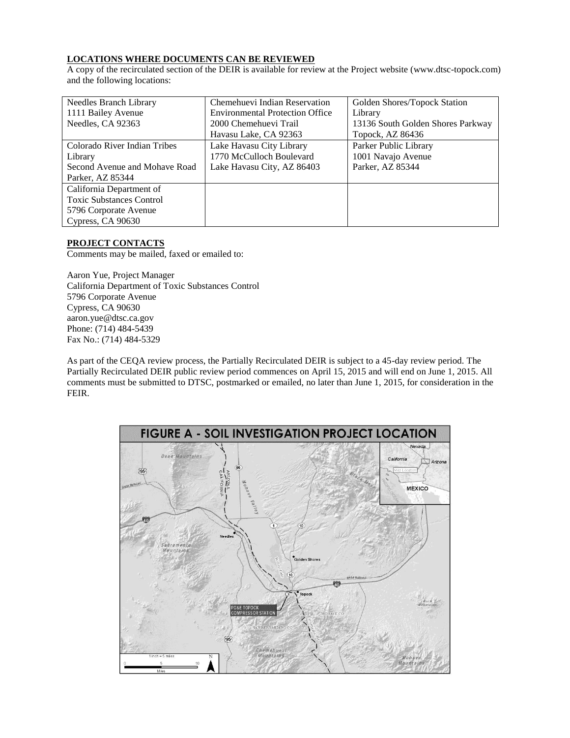**LOCATIONS WHERE DOCUMENTS CAN BE REVIEWED**

A copy of the recirculated section of the DEIR is available for review at the Project website (www.dtsc-topock.com) and the following locations:

| | | |
|---|---|---|
| Needles Branch Library<br>1111 Bailey Avenue<br>Needles, CA 92363 | Chemehuevi Indian Reservation<br>Environmental Protection Office<br>2000 Chemehuevi Trail<br>Havasu Lake, CA 92363 | Golden Shores/Topock Station<br>Library<br>13136 South Golden Shores Parkway<br>Topock, AZ 86436 |
| Colorado River Indian Tribes<br>Library<br>Second Avenue and Mohave Road<br>Parker, AZ 85344 | Lake Havasu City Library<br>1770 McCulloch Boulevard<br>Lake Havasu City, AZ 86403 | Parker Public Library<br>1001 Navajo Avenue<br>Parker, AZ 85344 |
| California Department of<br>Toxic Substances Control<br>5796 Corporate Avenue<br>Cypress, CA 90630 | | |

**PROJECT CONTACTS**

Comments may be mailed, faxed or emailed to:

Aaron Yue, Project Manager
California Department of Toxic Substances Control
5796 Corporate Avenue
Cypress, CA 90630
aaron.yue@dtsc.ca.gov
Phone: (714) 484-5439
Fax No.: (714) 484-5329

As part of the CEQA review process, the Partially Recirculated DEIR is subject to a 45-day review period. The Partially Recirculated DEIR public review period commences on April 15, 2015 and will end on June 1, 2015. All comments must be submitted to DTSC, postmarked or emailed, no later than June 1, 2015, for consideration in the FEIR.

FIGURE A - SOIL INVESTIGATION PROJECT LOCATION

Dead Mountains
Sacramento Mountains
Needles
Golden Shores
Topock
PG&E TOPOCK COMPRESSOR STATION
MOHAVE CO.
SAN BERNARDINO CO.
Chemehuevi Mountains
Mohave Mountains
Black Mesa
Mohave Valley
ARIZONA
CALIFORNIA
Nevada
California
Arizona
MEXICO
Map Location
1 inch = 5 miles
0 5 10
Miles
N